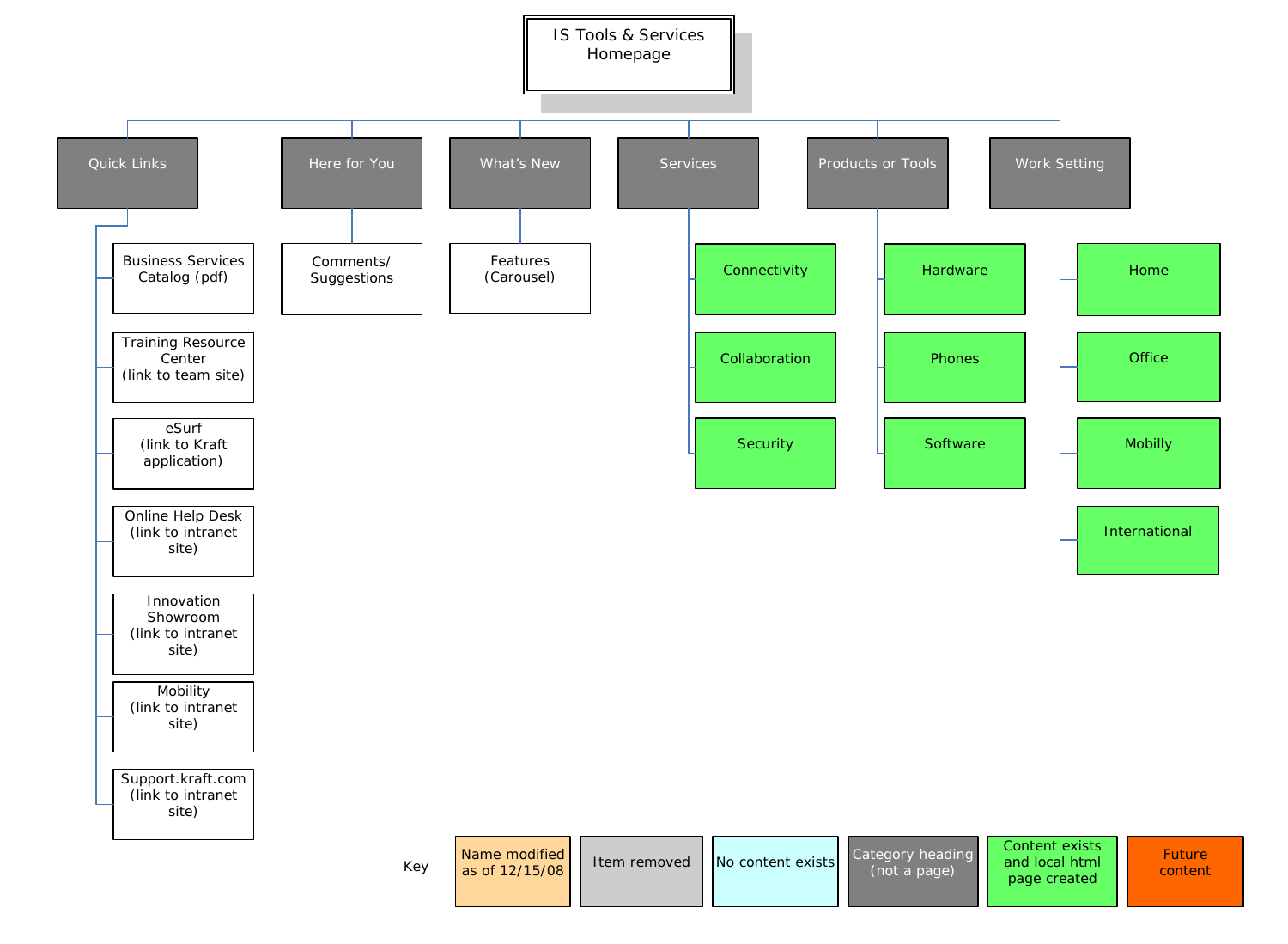# IS Tools & Services Homepage

## Quick Links

- Business Services Catalog (pdf)
- Training Resource Center (link to team site)
- eSurf (link to Kraft application)
- Online Help Desk (link to intranet site)
- Innovation Showroom (link to intranet site)
- Mobility (link to intranet site)
- Support.kraft.com (link to intranet site)

## Here for You

- Comments/ Suggestions

## What's New

- Features (Carousel)

## Services

- Connectivity
- Collaboration
- Security

## Products or Tools

- Hardware
- Phones
- Software

## Work Setting

- Home
- Office
- Mobilly
- International

**Key**

| Key |
|---|
| Name modified as of 12/15/08 |
| Item removed |
| No content exists |
| Category heading (not a page) |
| Content exists and local html page created |
| Future content |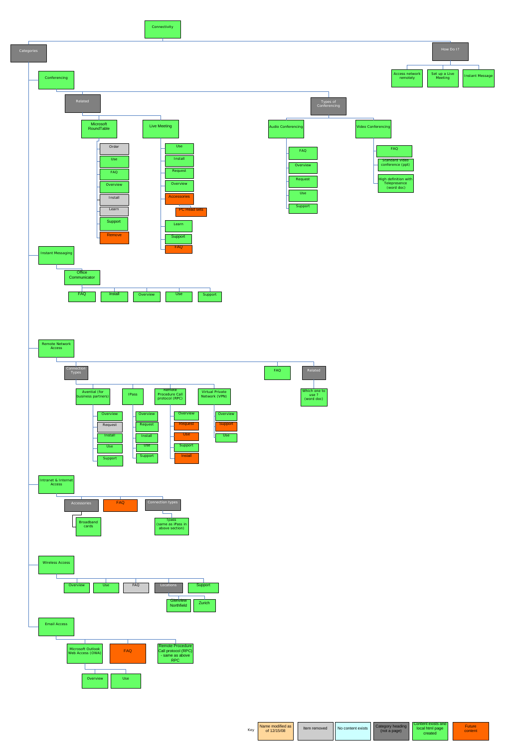# Connectivity

- **Categories**
  - **Conferencing**
    - **Related**
      - Microsoft RoundTable
        - Order
        - Use
        - FAQ
        - Overview
        - Install
        - Learn
        - Support
        - Remove
      - Live Meeting
        - Use
        - Install
        - Request
        - Overview
        - Accessories
          - PC Head sets
        - Learn
        - Support
        - FAQ
    - **Types of Conferencing**
      - Audio Conferencing
        - FAQ
        - Overview
        - Request
        - Use
        - Support
      - Video Conferencing
        - FAQ
        - Standard video conference (ppt)
        - High definition with Telepresence (word doc)
  - **Instant Messaging**
    - Office Communicator
      - FAQ
      - Install
      - Overview
      - Use
      - Support
  - **Remote Network Access**
    - Connection Types
      - Avential (for business partners)
        - Overview
        - Request
        - Install
        - Use
        - Support
      - IPass
        - Overview
        - Request
        - Install
        - Use
        - Support
      - Remote Procedure Call protocol (RPC)
        - Overview
        - Request
        - Use
        - Support
        - Install
      - Virtual Private Network (VPN)
        - Overview
        - Support
        - Use
    - FAQ
    - Related
      - Which one to use ? (word doc)
  - **Intranet & Internet Access**
    - Accessories
      - Broadband cards
    - FAQ
    - Connection types
      - Ipass (same as iPass in above section)
  - **Wireless Access**
    - Overview
    - Use
    - FAQ
    - Locations
      - Glenview Northfield
      - Zurich
    - Support
  - **Email Access**
    - Microsoft Outlook Web Access (OWA)
      - Overview
      - Use
    - FAQ
    - Remote Procedure Call protocol (RPC) - same as above RPC
- **How Do I?**
  - Access network remotely
  - Set up a Live Meeting
  - Instant Message

**Key**

| Key | | | | | |
|---|---|---|---|---|---|
| Name modified as of 12/15/08 | Item removed | No content exists | Category heading (not a page) | Content exists and local html page created | Future content |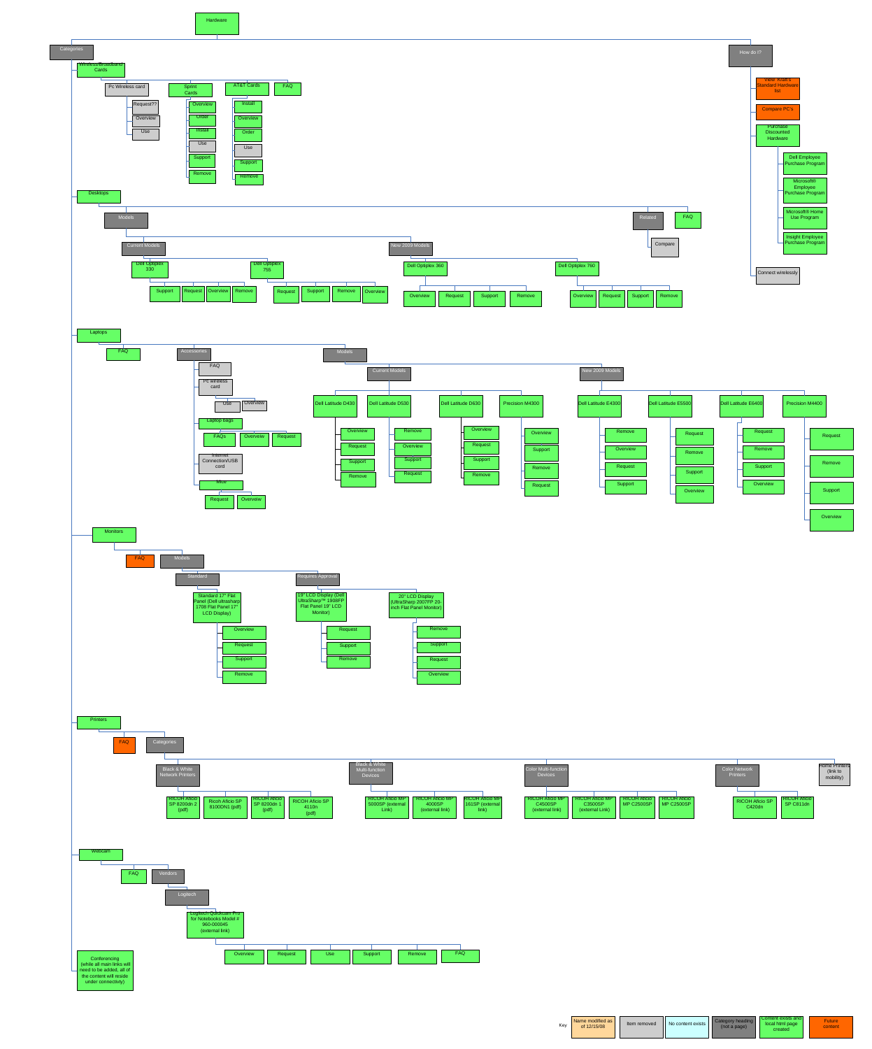# Hardware

- Categories
  - Wireless/Broadband Cards
    - Pc Wireless card
      - Request??
      - Overview
      - Use
    - Sprint Cards
      - Overview
      - Order
      - Install
      - Use
      - Support
      - Remove
    - AT&T Cards
      - Install
      - Overview
      - Order
      - Use
      - Support
      - Remove
    - FAQ
  - Desktops
    - Models
      - Current Models
        - Dell Optiplex 330
          - Support
          - Request
          - Overview
          - Remove
        - Dell Optiplex 755
          - Request
          - Support
          - Remove
          - Overview
      - New 2009 Models
        - Dell Optiplex 360
          - Overview
          - Request
          - Support
          - Remove
        - Dell Optiplex 760
          - Overview
          - Request
          - Support
          - Remove
    - Related
      - Compare
    - FAQ
  - Laptops
    - FAQ
    - Accessories
      - FAQ
      - PC wireless card
        - Use
        - Overview
      - Laptop bags
        - FAQs
        - Overview
        - Request
      - Internet Connection/USB cord
      - Mice
        - Request
        - Overview
    - Models
      - Current Models
        - Dell Latitude D430
          - Overview
          - Request
          - Support
          - Remove
        - Dell Latitude D530
          - Remove
          - Overview
          - Support
          - Request
        - Dell Latitude D630
          - Overview
          - Request
          - Support
          - Remove
        - Precision M4300
          - Overview
          - Support
          - Remove
          - Request
      - New 2009 Models
        - Dell Latitude E4300
          - Remove
          - Overview
          - Request
          - Support
        - Dell Latitude E5500
          - Request
          - Remove
          - Support
          - Overview
        - Dell Latitude E6400
          - Request
          - Remove
          - Support
          - Overview
        - Precision M4400
          - Request
          - Remove
          - Support
          - Overview
  - Monitors
    - FAQ
    - Models
      - Standard
        - Standard 17" Flat Panel (Dell ultrasharp 1708 Flat Panel 17" LCD Display)
          - Overview
          - Request
          - Support
          - Remove
      - Requires Approval
        - 19" LCD Display (Dell UltraSharp™ 1908FP Flat Panel 19" LCD Monitor)
          - Request
          - Support
          - Remove
        - 20" LCD Display (UltraSharp 2007FP 20-inch Flat Panel Monitor)
          - Remove
          - Support
          - Request
          - Overview
  - Printers
    - FAQ
    - Categories
      - Black & White Network Printers
        - RICOH Aficio SP 8200dn 2 (pdf)
        - Ricoh Aficio SP 8100DN1 (pdf)
        - RICOH Aficio SP 8200dn 1 (pdf)
        - RICOH Aficio SP 4110n (pdf)
      - Black & White Multi-function Devices
        - RICOH Aficio MP 5000SP (external Link)
        - RICOH Aficio MP 4000SP (external link)
        - RICOH Aficio MP 161SP (external link)
      - Color Multi-function Devices
        - RICOH Aficio MP C4500SP (external link)
        - RICOH Aficio MP C3500SP (external Link)
        - RICOH Aficio MP C2500SP
        - RICOH Aficio MP C2500SP
      - Color Network Printers
        - RICOH Aficio SP C420dn
        - RICOH Aficio SP C811dn
      - Home Printers (link to mobility)
  - Webcam
    - FAQ
    - Vendors
      - Logitech
        - Logitech Quickcam Pro for Notebooks Model # 960-000045 (external link)
          - Overview
          - Request
          - Use
          - Support
          - Remove
          - FAQ
  - Conferencing (while all main links will need to be added, all of the content will reside under connectivity)
- How do I?
  - View Kraft's Standard Hardware list
  - Compare PC's
  - Purchase Discounted Hardware
    - Dell Employee Purchase Program
    - Microsoft® Employee Purchase Program
    - Microsoft® Home Use Program
    - Insight Employee Purchase Program
  - Connect wirelessly

Key: Name modified as of 12/15/08 | Item removed | No content exists | Category heading (not a page) | Content exists and local html page created | Future content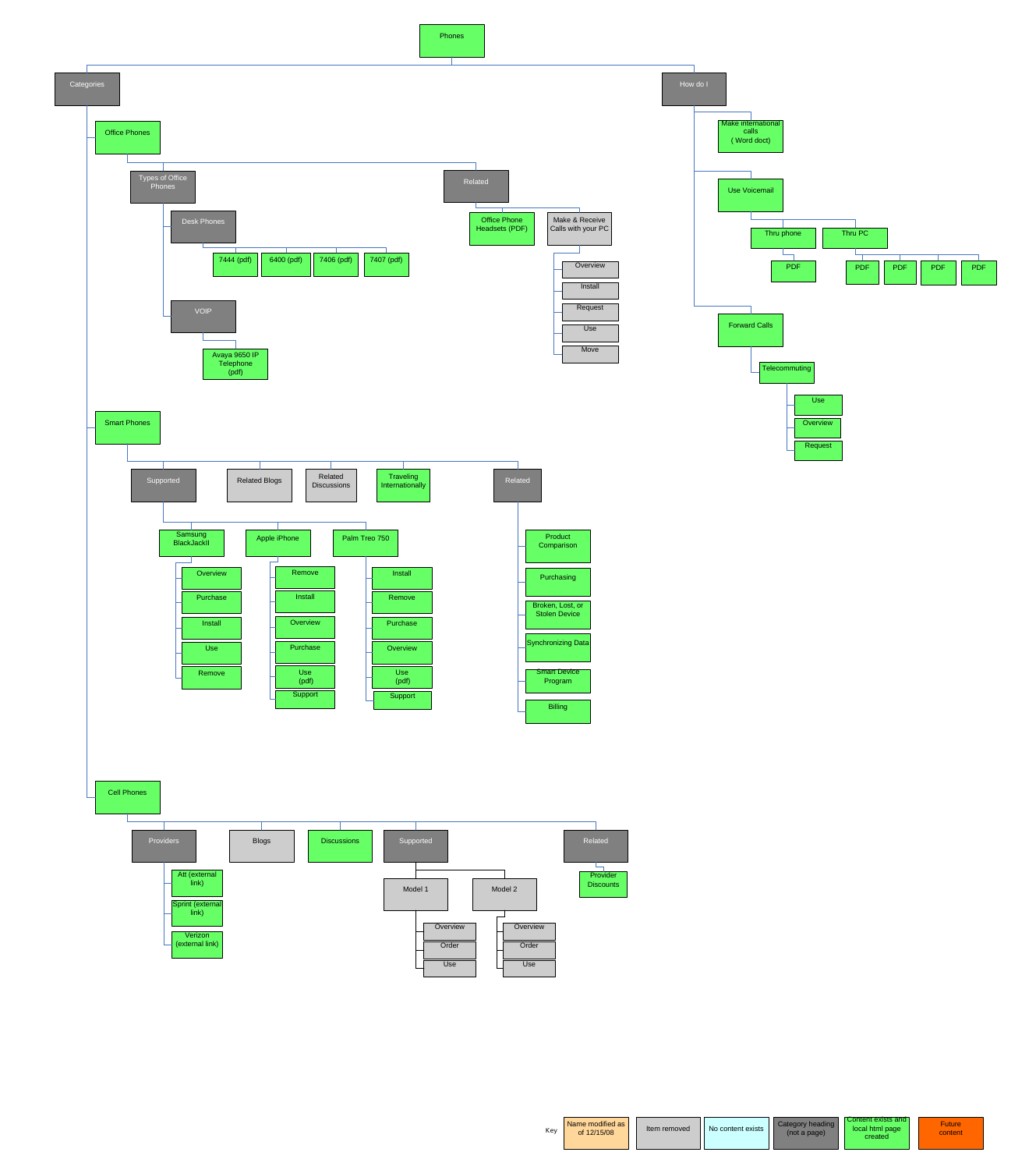- Phones
  - Categories
    - Office Phones
      - Types of Office Phones
        - Desk Phones
          - 7444 (pdf)
          - 6400 (pdf)
          - 7406 (pdf)
          - 7407 (pdf)
        - VOIP
          - Avaya 9650 IP Telephone (pdf)
      - Related
        - Office Phone Headsets (PDF)
        - Make & Receive Calls with your PC
          - Overview
          - Install
          - Request
          - Use
          - Move
    - Smart Phones
      - Supported
        - Samsung BlackJackII
          - Overview
          - Purchase
          - Install
          - Use
          - Remove
        - Apple iPhone
          - Remove
          - Install
          - Overview
          - Purchase
          - Use (pdf)
          - Support
        - Palm Treo 750
          - Install
          - Remove
          - Purchase
          - Overview
          - Use (pdf)
          - Support
      - Related Blogs
      - Related Discussions
      - Traveling Internationally
      - Related
        - Product Comparison
        - Purchasing
        - Broken, Lost, or Stolen Device
        - Synchronizing Data
        - Smart Device Program
        - Billing
    - Cell Phones
      - Providers
        - Att (external link)
        - Sprint (external link)
        - Verizon (external link)
      - Blogs
      - Discussions
      - Supported
        - Model 1
          - Overview
          - Order
          - Use
        - Model 2
          - Overview
          - Order
          - Use
      - Related
        - Provider Discounts
  - How do I
    - Make international calls ( Word doct)
    - Use Voicemail
      - Thru phone
        - PDF
      - Thru PC
        - PDF
        - PDF
        - PDF
        - PDF
    - Forward Calls
      - Telecommuting
        - Use
        - Overview
        - Request

Key

| Name modified as of 12/15/08 | Item removed | No content exists | Category heading (not a page) | Content exists and local html page created | Future content |
|---|---|---|---|---|---|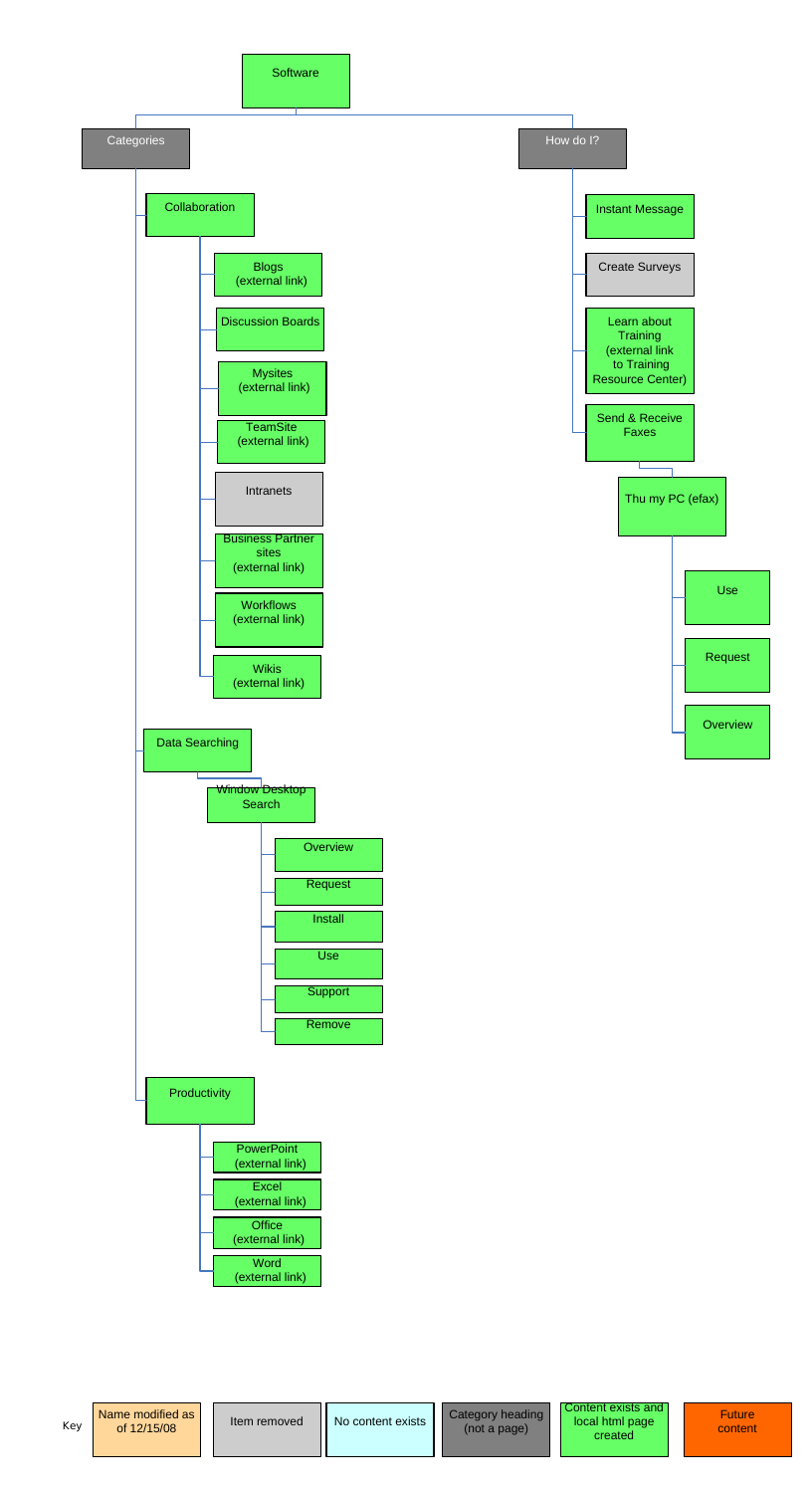# Software

## Categories

- **Collaboration**
  - Blogs (external link)
  - Discussion Boards
  - Mysites (external link)
  - TeamSite (external link)
  - Intranets
  - Business Partner sites (external link)
  - Workflows (external link)
  - Wikis (external link)
- **Data Searching**
  - Window Desktop Search
    - Overview
    - Request
    - Install
    - Use
    - Support
    - Remove
- **Productivity**
  - PowerPoint (external link)
  - Excel (external link)
  - Office (external link)
  - Word (external link)

## How do I?

- Instant Message
- Create Surveys
- Learn about Training (external link to Training Resource Center)
- Send & Receive Faxes
  - Thu my PC (efax)
    - Use
    - Request
    - Overview

**Key**

| Name modified as of 12/15/08 | Item removed | No content exists | Category heading (not a page) | Content exists and local html page created | Future content |
| --- | --- | --- | --- | --- | --- |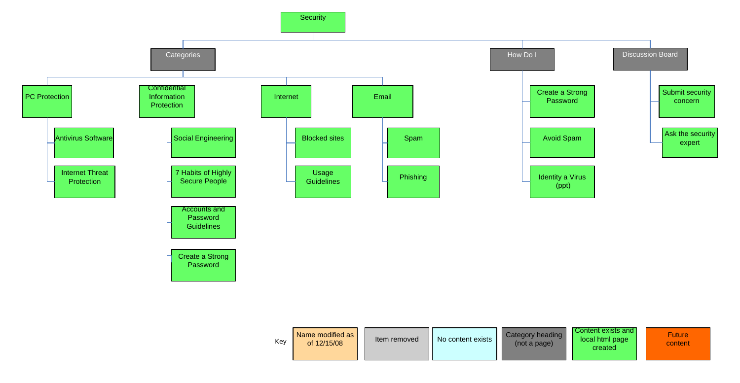Security

Categories

PC Protection

Antivirus Software

Internet Threat Protection

Confidential Information Protection

Social Engineering

7 Habits of Highly Secure People

Accounts and Password Guidelines

Create a Strong Password

Internet

Blocked sites

Usage Guidelines

Email

Spam

Phishing

How Do I

Create a Strong Password

Avoid Spam

Identity a Virus (ppt)

Discussion Board

Submit security concern

Ask the security expert

Key

Name modified as of 12/15/08

Item removed

No content exists

Category heading (not a page)

Content exists and local html page created

Future content